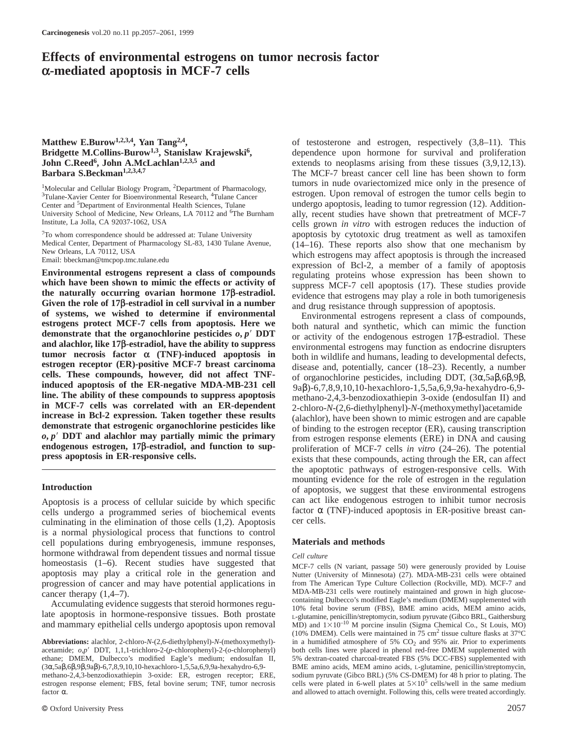# Effects of environmental estrogens on tumor necrosis factor α-mediated apoptosis in MCF-7 cells

**Matthew E.Burow[1,2,3,4], Yan Tang[2,4], Bridgette M.Collins-Burow[1,3], Stanislaw Krajewski[6], John C.Reed[6], John A.McLachlan[1,2,3,5] and Barbara S.Beckman[1,2,3,4,7]**

[1]Molecular and Cellular Biology Program, [2]Department of Pharmacology, [3]Tulane-Xavier Center for Bioenvironmental Research, [4]Tulane Cancer Center and [5]Department of Environmental Health Sciences, Tulane University School of Medicine, New Orleans, LA 70112 and [6]The Burnham Institute, La Jolla, CA 92037-1062, USA

[7]To whom correspondence should be addressed at: Tulane University Medical Center, Department of Pharmacology SL-83, 1430 Tulane Avenue, New Orleans, LA 70112, USA
Email: bbeckman@tmcpop.tmc.tulane.edu

**Environmental estrogens represent a class of compounds which have been shown to mimic the effects or activity of the naturally occurring ovarian hormone 17β-estradiol. Given the role of 17β-estradiol in cell survival in a number of systems, we wished to determine if environmental estrogens protect MCF-7 cells from apoptosis. Here we demonstrate that the organochlorine pesticides *o,p′* DDT and alachlor, like 17β-estradiol, have the ability to suppress tumor necrosis factor α (TNF)-induced apoptosis in estrogen receptor (ER)-positive MCF-7 breast carcinoma cells. These compounds, however, did not affect TNF-induced apoptosis of the ER-negative MDA-MB-231 cell line. The ability of these compounds to suppress apoptosis in MCF-7 cells was correlated with an ER-dependent increase in Bcl-2 expression. Taken together these results demonstrate that estrogenic organochlorine pesticides like *o,p′* DDT and alachlor may partially mimic the primary endogenous estrogen, 17β-estradiol, and function to suppress apoptosis in ER-responsive cells.**

## Introduction

Apoptosis is a process of cellular suicide by which specific cells undergo a programmed series of biochemical events culminating in the elimination of those cells (1,2). Apoptosis is a normal physiological process that functions to control cell populations during embryogenesis, immune responses, hormone withdrawal from dependent tissues and normal tissue homeostasis (1–6). Recent studies have suggested that apoptosis may play a critical role in the generation and progression of cancer and may have potential applications in cancer therapy (1,4–7).

Accumulating evidence suggests that steroid hormones regulate apoptosis in hormone-responsive tissues. Both prostate and mammary epithelial cells undergo apoptosis upon removal of testosterone and estrogen, respectively (3,8–11). This dependence upon hormone for survival and proliferation extends to neoplasms arising from these tissues (3,9,12,13). The MCF-7 breast cancer cell line has been shown to form tumors in nude ovariectomized mice only in the presence of estrogen. Upon removal of estrogen the tumor cells begin to undergo apoptosis, leading to tumor regression (12). Additionally, recent studies have shown that pretreatment of MCF-7 cells grown *in vitro* with estrogen reduces the induction of apoptosis by cytotoxic drug treatment as well as tamoxifen (14–16). These reports also show that one mechanism by which estrogens may affect apoptosis is through the increased expression of Bcl-2, a member of a family of apoptosis regulating proteins whose expression has been shown to suppress MCF-7 cell apoptosis (17). These studies provide evidence that estrogens may play a role in both tumorigenesis and drug resistance through suppression of apoptosis.

Environmental estrogens represent a class of compounds, both natural and synthetic, which can mimic the function or activity of the endogenous estrogen 17β-estradiol. These environmental estrogens may function as endocrine disrupters both in wildlife and humans, leading to developmental defects, disease and, potentially, cancer (18–23). Recently, a number of organochlorine pesticides, including DDT, (3α,5aβ,6β,9β,9aβ)-6,7,8,9,10,10-hexachloro-1,5,5a,6,9,9a-hexahydro-6,9-methano-2,4,3-benzodioxathiepin 3-oxide (endosulfan II) and 2-chloro-*N*-(2,6-diethylphenyl)-*N*-(methoxymethyl)acetamide (alachlor), have been shown to mimic estrogen and are capable of binding to the estrogen receptor (ER), causing transcription from estrogen response elements (ERE) in DNA and causing proliferation of MCF-7 cells *in vitro* (24–26). The potential exists that these compounds, acting through the ER, can affect the apoptotic pathways of estrogen-responsive cells. With mounting evidence for the role of estrogen in the regulation of apoptosis, we suggest that these environmental estrogens can act like endogenous estrogen to inhibit tumor necrosis factor α (TNF)-induced apoptosis in ER-positive breast cancer cells.

## Materials and methods

### Cell culture

MCF-7 cells (N variant, passage 50) were generously provided by Louise Nutter (University of Minnesota) (27). MDA-MB-231 cells were obtained from The American Type Culture Collection (Rockville, MD). MCF-7 and MDA-MB-231 cells were routinely maintained and grown in high glucose-containing Dulbecco's modified Eagle's medium (DMEM) supplemented with 10% fetal bovine serum (FBS), BME amino acids, MEM amino acids, L-glutamine, penicillin/streptomycin, sodium pyruvate (Gibco BRL, Gaithersburg MD) and $1\times10^{-10}$ M porcine insulin (Sigma Chemical Co., St Louis, MO) (10% DMEM). Cells were maintained in 75 $cm^2$ tissue culture flasks at 37°C in a humidified atmosphere of 5% $CO_2$ and 95% air. Prior to experiments both cells lines were placed in phenol red-free DMEM supplemented with 5% dextran-coated charcoal-treated FBS (5% DCC-FBS) supplemented with BME amino acids, MEM amino acids, L-glutamine, penicillin/streptomycin, sodium pyruvate (Gibco BRL) (5% CS-DMEM) for 48 h prior to plating. The cells were plated in 6-well plates at $5\times10^5$ cells/well in the same medium and allowed to attach overnight. Following this, cells were treated accordingly.

**Abbreviations:** alachlor, 2-chloro-*N*-(2,6-diethylphenyl)-*N*-(methoxymethyl)-acetamide; *o,p′* DDT, 1,1,1-trichloro-2-(*p*-chlorophenyl)-2-(*o*-chlorophenyl) ethane; DMEM, Dulbecco's modified Eagle's medium; endosulfan II, (3α,5aβ,6β,9β,9aβ)-6,7,8,9,10,10-hexachloro-1,5,5a,6,9,9a-hexahydro-6,9-methano-2,4,3-benzodioxathiepin 3-oxide: ER, estrogen receptor; ERE, estrogen response element; FBS, fetal bovine serum; TNF, tumor necrosis factor α.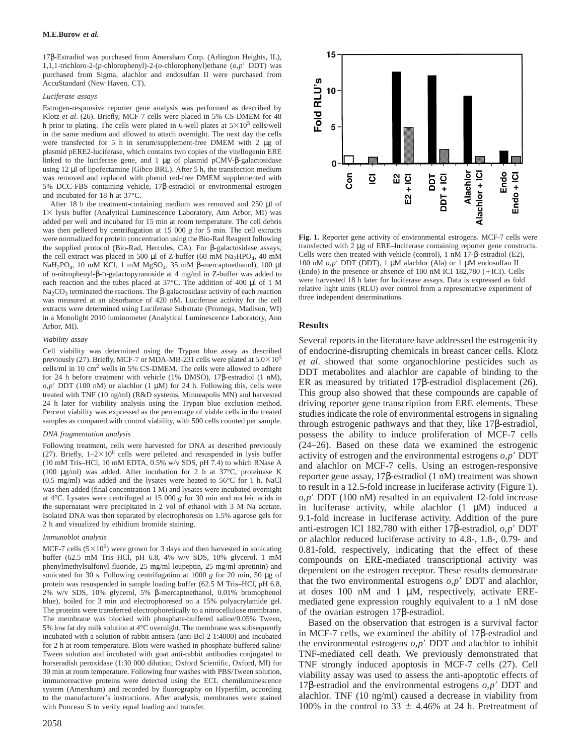17β-Estradiol was purchased from Amersham Corp. (Arlington Heights, IL), 1,1,1-trichloro-2-(*p*-chlorophenyl)-2-(*o*-chlorophenyl)ethane (*o,p*′ DDT) was purchased from Sigma, alachlor and endosulfan II were purchased from AccuStandard (New Haven, CT).

### *Luciferase assays*

Estrogen-responsive reporter gene analysis was performed as described by Klotz *et al.* (26). Briefly, MCF-7 cells were placed in 5% CS-DMEM for 48 h prior to plating. The cells were plated in 6-well plates at $5\times10^5$ cells/well in the same medium and allowed to attach overnight. The next day the cells were transfected for 5 h in serum/supplement-free DMEM with 2 μg of plasmid pERE2-luciferase, which contains two copies of the vitellogenin ERE linked to the luciferase gene, and 1 μg of plasmid pCMV-β-galactosidase using 12 μl of lipofectamine (Gibco BRL). After 5 h, the transfection medium was removed and replaced with phenol red-free DMEM supplemented with 5% DCC-FBS containing vehicle, 17β-estradiol or environmental estrogen and incubated for 18 h at 37°C.

After 18 h the treatment-containing medium was removed and 250 μl of 1× lysis buffer (Analytical Luminescence Laboratory, Ann Arbor, MI) was added per well and incubated for 15 min at room temperature. The cell debris was then pelleted by centrifugation at 15 000 *g* for 5 min. The cell extracts were normalized for protein concentration using the Bio-Rad Reagent following the supplied protocol (Bio-Rad, Hercules, CA). For β-galactosidase assays, the cell extract was placed in 500 μl of Z-buffer (60 mM $Na_2HPO_4$, 40 mM $NaH_2PO_4$, 10 mM KCl, 1 mM $MgSO_4$, 35 mM β-mercaptoethanol), 100 μl of *o*-nitrophenyl-β-D-galactopyranoside at 4 mg/ml in Z-buffer was added to each reaction and the tubes placed at 37°C. The addition of 400 μl of 1 M $Na_2CO_3$ terminated the reactions. The β-galactosidase activity of each reaction was measured at an absorbance of 420 nM. Luciferase activity for the cell extracts were determined using Luciferase Substrate (Promega, Madison, WI) in a Monolight 2010 luminometer (Analytical Luminescence Laboratory, Ann Arbor, MI).

### *Viability assay*

Cell viability was determined using the Trypan blue assay as described previously (27). Briefly, MCF-7 or MDA-MB-231 cells were plated at $5.0\times10^5$ cells/ml in 10 $cm^2$ wells in 5% CS-DMEM. The cells were allowed to adhere for 24 h before treatment with vehicle (1% DMSO), 17β-estradiol (1 nM), *o,p*′ DDT (100 nM) or alachlor (1 μM) for 24 h. Following this, cells were treated with TNF (10 ng/ml) (R&D systems, Minneapolis MN) and harvested 24 h later for viability analysis using the Trypan blue exclusion method. Percent viability was expressed as the percentage of viable cells in the treated samples as compared with control viability, with 500 cells counted per sample.

### *DNA fragmentation analysis*

Following treatment, cells were harvested for DNA as described previously (27). Briefly, $1–2\times10^6$ cells were pelleted and resuspended in lysis buffer (10 mM Tris–HCl, 10 mM EDTA, 0.5% w/v SDS, pH 7.4) to which RNase A (100 μg/ml) was added. After incubation for 2 h at 37°C, proteinase K (0.5 mg/ml) was added and the lysates were heated to 56°C for 1 h. NaCl was then added (final concentration 1 M) and lysates were incubated overnight at 4°C. Lysates were centrifuged at 15 000 *g* for 30 min and nucleic acids in the supernatant were precipitated in 2 vol of ethanol with 3 M Na acetate. Isolated DNA was then separated by electrophoresis on 1.5% agarose gels for 2 h and visualized by ethidium bromide staining.

### *Immunoblot analysis*

MCF-7 cells ($5\times10^6$) were grown for 3 days and then harvested in sonicating buffer (62.5 mM Tris–HCl, pH 6.8, 4% w/v SDS, 10% glycerol. 1 mM phenylmethylsulfonyl fluoride, 25 mg/ml leupeptin, 25 mg/ml aprotinin) and sonicated for 30 s. Following centrifugation at 1000 *g* for 20 min, 50 μg of protein was resuspended in sample loading buffer (62.5 M Tris–HCl, pH 6.8, 2% w/v SDS, 10% glycerol, 5% β-mercaptoethanol, 0.01% bromophenol blue), boiled for 3 min and electrophoresed on a 15% polyacrylamide gel. The proteins were transferred electrophoretically to a nitrocellulose membrane. The membrane was blocked with phosphate-buffered saline/0.05% Tween, 5% low fat dry milk solution at 4°C overnight. The membrane was subsequently incubated with a solution of rabbit antisera (anti-Bcl-2 1:4000) and incubated for 2 h at room temperature. Blots were washed in phosphate-buffered saline/Tween solution and incubated with goat anti-rabbit antibodies conjugated to horseradish peroxidase (1:30 000 dilution; Oxford Scientific, Oxford, MI) for 30 min at room temperature. Following four washes with PBS/Tween solution, immunoreactive proteins were detected using the ECL chemiluminescence system (Amersham) and recorded by fluorography on Hyperfilm, according to the manufacturer's instructions. After analysis, membranes were stained with Ponceau S to verify equal loading and transfer.

**Fig. 1.** Reporter gene activity of environmental estrogens. MCF-7 cells were transfected with 2 μg of ERE–luciferase containing reporter gene constructs. Cells were then treated with vehicle (control), 1 nM 17-β-estradiol (E2), 100 nM *o,p*′ DDT (DDT), 1 μM alachlor (Ala) or 1 μM endosulfan II (Endo) in the presence or absence of 100 nM ICI 182,780 (+ICI). Cells were harvested 18 h later for luciferase assays. Data is expressed as fold relative light units (RLU) over control from a representative experiment of three independent determinations.

## Results

Several reports in the literature have addressed the estrogenicity of endocrine-disrupting chemicals in breast cancer cells. Klotz *et al*. showed that some organochlorine pesticides such as DDT metabolites and alachlor are capable of binding to the ER as measured by tritiated 17β-estradiol displacement (26). This group also showed that these compounds are capable of driving reporter gene transcription from ERE elements. These studies indicate the role of environmental estrogens in signaling through estrogenic pathways and that they, like 17β-estradiol, possess the ability to induce proliferation of MCF-7 cells (24–26). Based on these data we examined the estrogenic activity of estrogen and the environmental estrogens *o,p*′ DDT and alachlor on MCF-7 cells. Using an estrogen-responsive reporter gene assay, 17β-estradiol (1 nM) treatment was shown to result in a 12.5-fold increase in luciferase activity (Figure 1). *o,p*′ DDT (100 nM) resulted in an equivalent 12-fold increase in luciferase activity, while alachlor (1 μM) induced a 9.1-fold increase in luciferase activity. Addition of the pure anti-estrogen ICI 182,780 with either 17β-estradiol, *o,p*′ DDT or alachlor reduced luciferase activity to 4.8-, 1.8-, 0.79- and 0.81-fold, respectively, indicating that the effect of these compounds on ERE-mediated transcriptional activity was dependent on the estrogen receptor. These results demonstrate that the two environmental estrogens *o,p*′ DDT and alachlor, at doses 100 nM and 1 μM, respectively, activate ERE-mediated gene expression roughly equivalent to a 1 nM dose of the ovarian estrogen 17β-estradiol.

Based on the observation that estrogen is a survival factor in MCF-7 cells, we examined the ability of 17β-estradiol and the environmental estrogens *o,p*′ DDT and alachlor to inhibit TNF-mediated cell death. We previously demonstrated that TNF strongly induced apoptosis in MCF-7 cells (27). Cell viability assay was used to assess the anti-apoptotic effects of 17β-estradiol and the environmental estrogens *o,p*′ DDT and alachlor. TNF (10 ng/ml) caused a decrease in viability from 100% in the control to 33 ± 4.46% at 24 h. Pretreatment of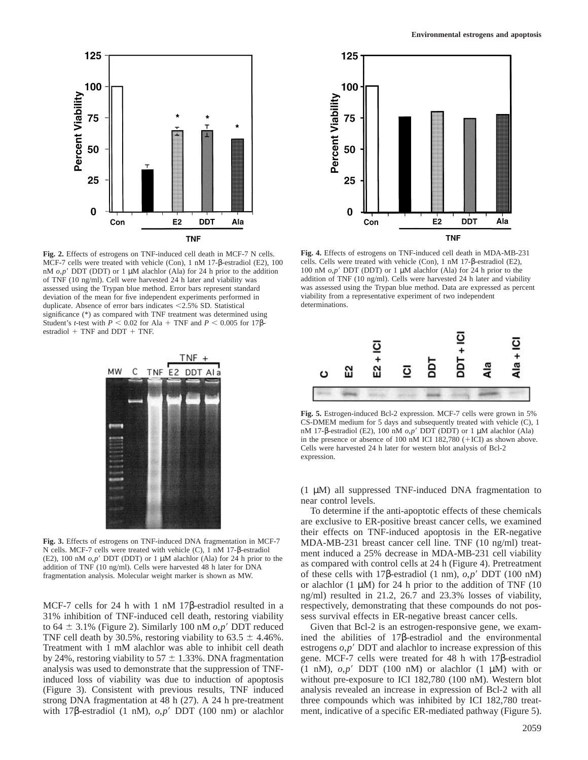**Fig. 2.** Effects of estrogens on TNF-induced cell death in MCF-7 N cells. MCF-7 cells were treated with vehicle (Con), 1 nM 17-β-estradiol (E2), 100 nM *o,p′* DDT (DDT) or 1 μM alachlor (Ala) for 24 h prior to the addition of TNF (10 ng/ml). Cell were harvested 24 h later and viability was assessed using the Trypan blue method. Error bars represent standard deviation of the mean for five independent experiments performed in duplicate. Absence of error bars indicates <2.5% SD. Statistical significance (*) as compared with TNF treatment was determined using Student's *t*-test with $P < 0.02$ for Ala + TNF and $P < 0.005$ for 17β-estradiol + TNF and DDT + TNF.

**Fig. 3.** Effects of estrogens on TNF-induced DNA fragmentation in MCF-7 N cells. MCF-7 cells were treated with vehicle (C), 1 nM 17-β-estradiol (E2), 100 nM *o,p′* DDT (DDT) or 1 μM alachlor (Ala) for 24 h prior to the addition of TNF (10 ng/ml). Cells were harvested 48 h later for DNA fragmentation analysis. Molecular weight marker is shown as MW.

MCF-7 cells for 24 h with 1 nM 17β-estradiol resulted in a 31% inhibition of TNF-induced cell death, restoring viability to 64 ± 3.1% (Figure 2). Similarly 100 nM *o,p′* DDT reduced TNF cell death by 30.5%, restoring viability to 63.5 ± 4.46%. Treatment with 1 mM alachlor was able to inhibit cell death by 24%, restoring viability to 57 ± 1.33%. DNA fragmentation analysis was used to demonstrate that the suppression of TNF-induced loss of viability was due to induction of apoptosis (Figure 3). Consistent with previous results, TNF induced strong DNA fragmentation at 48 h (27). A 24 h pre-treatment with 17β-estradiol (1 nM), *o,p′* DDT (100 nm) or alachlor (1 μM) all suppressed TNF-induced DNA fragmentation to near control levels.

**Fig. 4.** Effects of estrogens on TNF-induced cell death in MDA-MB-231 cells. Cells were treated with vehicle (Con), 1 nM 17-β-estradiol (E2), 100 nM *o,p′* DDT (DDT) or 1 μM alachlor (Ala) for 24 h prior to the addition of TNF (10 ng/ml). Cells were harvested 24 h later and viability was assessed using the Trypan blue method. Data are expressed as percent viability from a representative experiment of two independent determinations.

**Fig. 5.** Estrogen-induced Bcl-2 expression. MCF-7 cells were grown in 5% CS-DMEM medium for 5 days and subsequently treated with vehicle (C), 1 nM 17-β-estradiol (E2), 100 nM *o,p′* DDT (DDT) or 1 μM alachlor (Ala) in the presence or absence of 100 nM ICI 182,780 (+ICI) as shown above. Cells were harvested 24 h later for western blot analysis of Bcl-2 expression.

To determine if the anti-apoptotic effects of these chemicals are exclusive to ER-positive breast cancer cells, we examined their effects on TNF-induced apoptosis in the ER-negative MDA-MB-231 breast cancer cell line. TNF (10 ng/ml) treatment induced a 25% decrease in MDA-MB-231 cell viability as compared with control cells at 24 h (Figure 4). Pretreatment of these cells with 17β-estradiol (1 nm), *o,p′* DDT (100 nM) or alachlor (1 μM) for 24 h prior to the addition of TNF (10 ng/ml) resulted in 21.2, 26.7 and 23.3% losses of viability, respectively, demonstrating that these compounds do not possess survival effects in ER-negative breast cancer cells.

Given that Bcl-2 is an estrogen-responsive gene, we examined the abilities of 17β-estradiol and the environmental estrogens *o,p′* DDT and alachlor to increase expression of this gene. MCF-7 cells were treated for 48 h with 17β-estradiol (1 nM), *o,p′* DDT (100 nM) or alachlor (1 μM) with or without pre-exposure to ICI 182,780 (100 nM). Western blot analysis revealed an increase in expression of Bcl-2 with all three compounds which was inhibited by ICI 182,780 treatment, indicative of a specific ER-mediated pathway (Figure 5).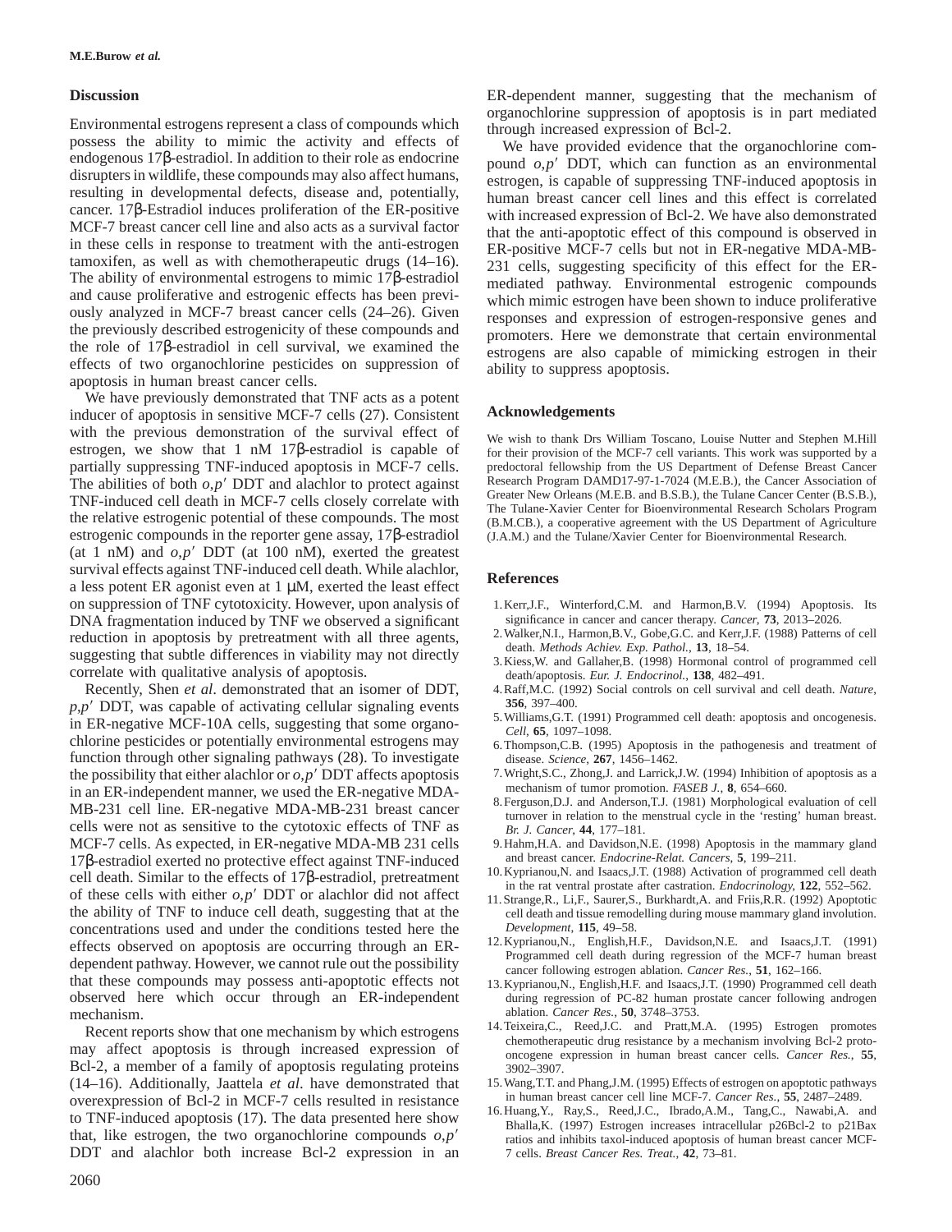## Discussion

Environmental estrogens represent a class of compounds which possess the ability to mimic the activity and effects of endogenous 17β-estradiol. In addition to their role as endocrine disrupters in wildlife, these compounds may also affect humans, resulting in developmental defects, disease and, potentially, cancer. 17β-Estradiol induces proliferation of the ER-positive MCF-7 breast cancer cell line and also acts as a survival factor in these cells in response to treatment with the anti-estrogen tamoxifen, as well as with chemotherapeutic drugs (14–16). The ability of environmental estrogens to mimic 17β-estradiol and cause proliferative and estrogenic effects has been previously analyzed in MCF-7 breast cancer cells (24–26). Given the previously described estrogenicity of these compounds and the role of 17β-estradiol in cell survival, we examined the effects of two organochlorine pesticides on suppression of apoptosis in human breast cancer cells.

We have previously demonstrated that TNF acts as a potent inducer of apoptosis in sensitive MCF-7 cells (27). Consistent with the previous demonstration of the survival effect of estrogen, we show that 1 nM 17β-estradiol is capable of partially suppressing TNF-induced apoptosis in MCF-7 cells. The abilities of both *o,p′* DDT and alachlor to protect against TNF-induced cell death in MCF-7 cells closely correlate with the relative estrogenic potential of these compounds. The most estrogenic compounds in the reporter gene assay, 17β-estradiol (at 1 nM) and *o,p′* DDT (at 100 nM), exerted the greatest survival effects against TNF-induced cell death. While alachlor, a less potent ER agonist even at 1 μM, exerted the least effect on suppression of TNF cytotoxicity. However, upon analysis of DNA fragmentation induced by TNF we observed a significant reduction in apoptosis by pretreatment with all three agents, suggesting that subtle differences in viability may not directly correlate with qualitative analysis of apoptosis.

Recently, Shen *et al*. demonstrated that an isomer of DDT, *p,p′* DDT, was capable of activating cellular signaling events in ER-negative MCF-10A cells, suggesting that some organochlorine pesticides or potentially environmental estrogens may function through other signaling pathways (28). To investigate the possibility that either alachlor or *o,p′* DDT affects apoptosis in an ER-independent manner, we used the ER-negative MDA-MB-231 cell line. ER-negative MDA-MB-231 breast cancer cells were not as sensitive to the cytotoxic effects of TNF as MCF-7 cells. As expected, in ER-negative MDA-MB 231 cells 17β-estradiol exerted no protective effect against TNF-induced cell death. Similar to the effects of 17β-estradiol, pretreatment of these cells with either *o,p′* DDT or alachlor did not affect the ability of TNF to induce cell death, suggesting that at the concentrations used and under the conditions tested here the effects observed on apoptosis are occurring through an ER-dependent pathway. However, we cannot rule out the possibility that these compounds may possess anti-apoptotic effects not observed here which occur through an ER-independent mechanism.

Recent reports show that one mechanism by which estrogens may affect apoptosis is through increased expression of Bcl-2, a member of a family of apoptosis regulating proteins (14–16). Additionally, Jaattela *et al*. have demonstrated that overexpression of Bcl-2 in MCF-7 cells resulted in resistance to TNF-induced apoptosis (17). The data presented here show that, like estrogen, the two organochlorine compounds *o,p′* DDT and alachlor both increase Bcl-2 expression in an ER-dependent manner, suggesting that the mechanism of organochlorine suppression of apoptosis is in part mediated through increased expression of Bcl-2.

We have provided evidence that the organochlorine compound *o,p′* DDT, which can function as an environmental estrogen, is capable of suppressing TNF-induced apoptosis in human breast cancer cell lines and this effect is correlated with increased expression of Bcl-2. We have also demonstrated that the anti-apoptotic effect of this compound is observed in ER-positive MCF-7 cells but not in ER-negative MDA-MB-231 cells, suggesting specificity of this effect for the ER-mediated pathway. Environmental estrogenic compounds which mimic estrogen have been shown to induce proliferative responses and expression of estrogen-responsive genes and promoters. Here we demonstrate that certain environmental estrogens are also capable of mimicking estrogen in their ability to suppress apoptosis.

## Acknowledgements

We wish to thank Drs William Toscano, Louise Nutter and Stephen M.Hill for their provision of the MCF-7 cell variants. This work was supported by a predoctoral fellowship from the US Department of Defense Breast Cancer Research Program DAMD17-97-1-7024 (M.E.B.), the Cancer Association of Greater New Orleans (M.E.B. and B.S.B.), the Tulane Cancer Center (B.S.B.), The Tulane-Xavier Center for Bioenvironmental Research Scholars Program (B.M.CB.), a cooperative agreement with the US Department of Agriculture (J.A.M.) and the Tulane/Xavier Center for Bioenvironmental Research.

## References

1. Kerr,J.F., Winterford,C.M. and Harmon,B.V. (1994) Apoptosis. Its significance in cancer and cancer therapy. *Cancer*, **73**, 2013–2026.
2. Walker,N.I., Harmon,B.V., Gobe,G.C. and Kerr,J.F. (1988) Patterns of cell death. *Methods Achiev. Exp. Pathol.*, **13**, 18–54.
3. Kiess,W. and Gallaher,B. (1998) Hormonal control of programmed cell death/apoptosis. *Eur. J. Endocrinol.*, **138**, 482–491.
4. Raff,M.C. (1992) Social controls on cell survival and cell death. *Nature*, **356**, 397–400.
5. Williams,G.T. (1991) Programmed cell death: apoptosis and oncogenesis. *Cell*, **65**, 1097–1098.
6. Thompson,C.B. (1995) Apoptosis in the pathogenesis and treatment of disease. *Science*, **267**, 1456–1462.
7. Wright,S.C., Zhong,J. and Larrick,J.W. (1994) Inhibition of apoptosis as a mechanism of tumor promotion. *FASEB J.*, **8**, 654–660.
8. Ferguson,D.J. and Anderson,T.J. (1981) Morphological evaluation of cell turnover in relation to the menstrual cycle in the 'resting' human breast. *Br. J. Cancer*, **44**, 177–181.
9. Hahm,H.A. and Davidson,N.E. (1998) Apoptosis in the mammary gland and breast cancer. *Endocrine-Relat. Cancers*, **5**, 199–211.
10. Kyprianou,N. and Isaacs,J.T. (1988) Activation of programmed cell death in the rat ventral prostate after castration. *Endocrinology*, **122**, 552–562.
11. Strange,R., Li,F., Saurer,S., Burkhardt,A. and Friis,R.R. (1992) Apoptotic cell death and tissue remodelling during mouse mammary gland involution. *Development*, **115**, 49–58.
12. Kyprianou,N., English,H.F., Davidson,N.E. and Isaacs,J.T. (1991) Programmed cell death during regression of the MCF-7 human breast cancer following estrogen ablation. *Cancer Res.*, **51**, 162–166.
13. Kyprianou,N., English,H.F. and Isaacs,J.T. (1990) Programmed cell death during regression of PC-82 human prostate cancer following androgen ablation. *Cancer Res.*, **50**, 3748–3753.
14. Teixeira,C., Reed,J.C. and Pratt,M.A. (1995) Estrogen promotes chemotherapeutic drug resistance by a mechanism involving Bcl-2 proto-oncogene expression in human breast cancer cells. *Cancer Res.*, **55**, 3902–3907.
15. Wang,T.T. and Phang,J.M. (1995) Effects of estrogen on apoptotic pathways in human breast cancer cell line MCF-7. *Cancer Res.*, **55**, 2487–2489.
16. Huang,Y., Ray,S., Reed,J.C., Ibrado,A.M., Tang,C., Nawabi,A. and Bhalla,K. (1997) Estrogen increases intracellular p26Bcl-2 to p21Bax ratios and inhibits taxol-induced apoptosis of human breast cancer MCF-7 cells. *Breast Cancer Res. Treat.*, **42**, 73–81.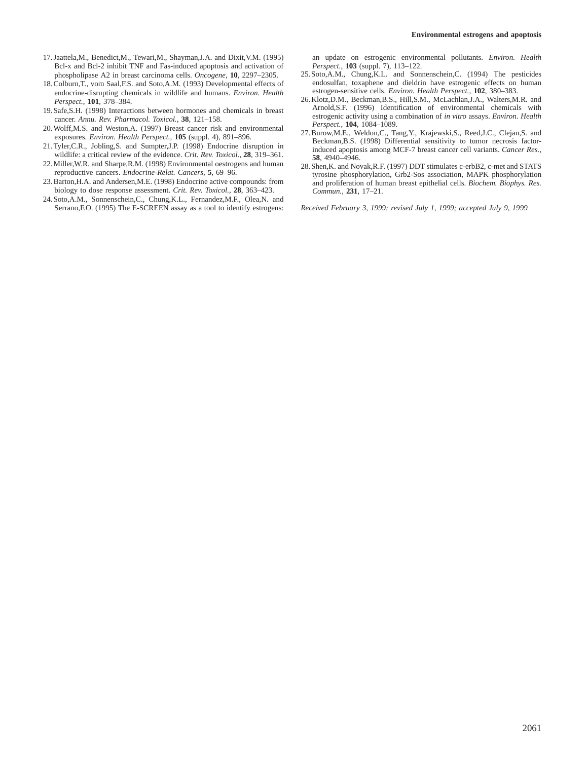17. Jaattela,M., Benedict,M., Tewari,M., Shayman,J.A. and Dixit,V.M. (1995) Bcl-x and Bcl-2 inhibit TNF and Fas-induced apoptosis and activation of phospholipase A2 in breast carcinoma cells. *Oncogene*, **10**, 2297–2305.
18. Colburn,T., vom Saal,F.S. and Soto,A.M. (1993) Developmental effects of endocrine-disrupting chemicals in wildlife and humans. *Environ. Health Perspect.*, **101**, 378–384.
19. Safe,S.H. (1998) Interactions between hormones and chemicals in breast cancer. *Annu. Rev. Pharmacol. Toxicol.*, **38**, 121–158.
20. Wolff,M.S. and Weston,A. (1997) Breast cancer risk and environmental exposures. *Environ. Health Perspect.*, **105** (suppl. 4), 891–896.
21. Tyler,C.R., Jobling,S. and Sumpter,J.P. (1998) Endocrine disruption in wildlife: a critical review of the evidence. *Crit. Rev. Toxicol.*, **28**, 319–361.
22. Miller,W.R. and Sharpe,R.M. (1998) Environmental oestrogens and human reproductive cancers. *Endocrine-Relat. Cancers*, **5**, 69–96.
23. Barton,H.A. and Andersen,M.E. (1998) Endocrine active compounds: from biology to dose response assessment. *Crit. Rev. Toxicol.*, **28**, 363–423.
24. Soto,A.M., Sonnenschein,C., Chung,K.L., Fernandez,M.F., Olea,N. and Serrano,F.O. (1995) The E-SCREEN assay as a tool to identify estrogens: an update on estrogenic environmental pollutants. *Environ. Health Perspect.*, **103** (suppl. 7), 113–122.
25. Soto,A.M., Chung,K.L. and Sonnenschein,C. (1994) The pesticides endosulfan, toxaphene and dieldrin have estrogenic effects on human estrogen-sensitive cells. *Environ. Health Perspect.*, **102**, 380–383.
26. Klotz,D.M., Beckman,B.S., Hill,S.M., McLachlan,J.A., Walters,M.R. and Arnold,S.F. (1996) Identification of environmental chemicals with estrogenic activity using a combination of *in vitro* assays. *Environ. Health Perspect.*, **104**, 1084–1089.
27. Burow,M.E., Weldon,C., Tang,Y., Krajewski,S., Reed,J.C., Clejan,S. and Beckman,B.S. (1998) Differential sensitivity to tumor necrosis factor-induced apoptosis among MCF-7 breast cancer cell variants. *Cancer Res.*, **58**, 4940–4946.
28. Shen,K. and Novak,R.F. (1997) DDT stimulates c-erbB2, c-met and STATS tyrosine phosphorylation, Grb2-Sos association, MAPK phosphorylation and proliferation of human breast epithelial cells. *Biochem. Biophys. Res. Commun.*, **231**, 17–21.

*Received February 3, 1999; revised July 1, 1999; accepted July 9, 1999*